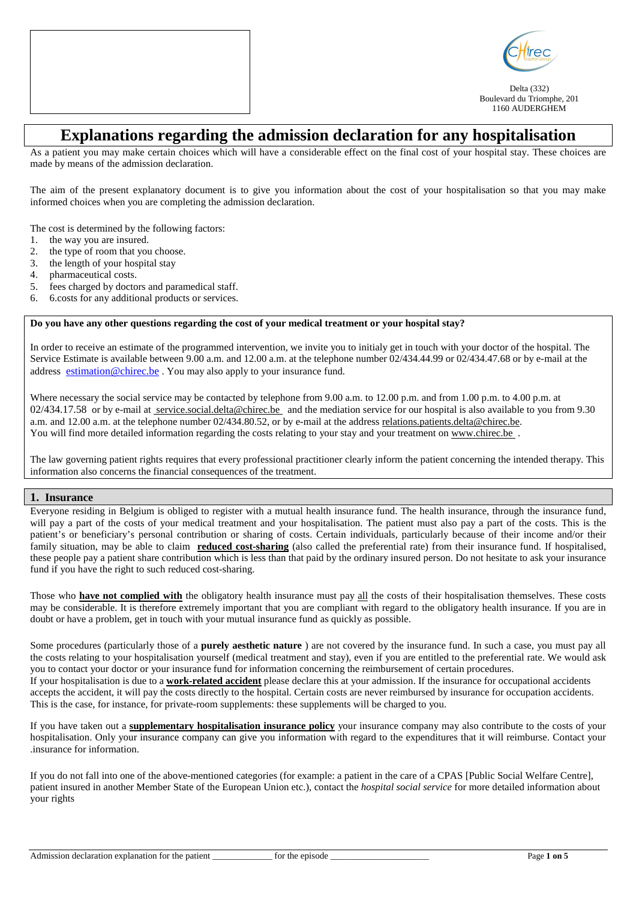Delta (332)
Boulevard du Triomphe, 201
1160 AUDERGHEM

# Explanations regarding the admission declaration for any hospitalisation

As a patient you may make certain choices which will have a considerable effect on the final cost of your hospital stay. These choices are made by means of the admission declaration.

The aim of the present explanatory document is to give you information about the cost of your hospitalisation so that you may make informed choices when you are completing the admission declaration.

The cost is determined by the following factors:

1. the way you are insured.
2. the type of room that you choose.
3. the length of your hospital stay
4. pharmaceutical costs.
5. fees charged by doctors and paramedical staff.
6. 6.costs for any additional products or services.

**Do you have any other questions regarding the cost of your medical treatment or your hospital stay?**

In order to receive an estimate of the programmed intervention, we invite you to initialy get in touch with your doctor of the hospital. The Service Estimate is available between 9.00 a.m. and 12.00 a.m. at the telephone number 02/434.44.99 or 02/434.47.68 or by e-mail at the address estimation@chirec.be . You may also apply to your insurance fund.

Where necessary the social service may be contacted by telephone from 9.00 a.m. to 12.00 p.m. and from 1.00 p.m. to 4.00 p.m. at 02/434.17.58 or by e-mail at service.social.delta@chirec.be and the mediation service for our hospital is also available to you from 9.30 a.m. and 12.00 a.m. at the telephone number 02/434.80.52, or by e-mail at the address relations.patients.delta@chirec.be.
You will find more detailed information regarding the costs relating to your stay and your treatment on www.chirec.be .

The law governing patient rights requires that every professional practitioner clearly inform the patient concerning the intended therapy. This information also concerns the financial consequences of the treatment.

## 1. Insurance

Everyone residing in Belgium is obliged to register with a mutual health insurance fund. The health insurance, through the insurance fund, will pay a part of the costs of your medical treatment and your hospitalisation. The patient must also pay a part of the costs. This is the patient's or beneficiary's personal contribution or sharing of costs. Certain individuals, particularly because of their income and/or their family situation, may be able to claim **reduced cost-sharing** (also called the preferential rate) from their insurance fund. If hospitalised, these people pay a patient share contribution which is less than that paid by the ordinary insured person. Do not hesitate to ask your insurance fund if you have the right to such reduced cost-sharing.

Those who **have not complied with** the obligatory health insurance must pay all the costs of their hospitalisation themselves. These costs may be considerable. It is therefore extremely important that you are compliant with regard to the obligatory health insurance. If you are in doubt or have a problem, get in touch with your mutual insurance fund as quickly as possible.

Some procedures (particularly those of a **purely aesthetic nature** ) are not covered by the insurance fund. In such a case, you must pay all the costs relating to your hospitalisation yourself (medical treatment and stay), even if you are entitled to the preferential rate. We would ask you to contact your doctor or your insurance fund for information concerning the reimbursement of certain procedures.
If your hospitalisation is due to a **work-related accident** please declare this at your admission. If the insurance for occupational accidents accepts the accident, it will pay the costs directly to the hospital. Certain costs are never reimbursed by insurance for occupation accidents. This is the case, for instance, for private-room supplements: these supplements will be charged to you.

If you have taken out a **supplementary hospitalisation insurance policy** your insurance company may also contribute to the costs of your hospitalisation. Only your insurance company can give you information with regard to the expenditures that it will reimburse. Contact your .insurance for information.

If you do not fall into one of the above-mentioned categories (for example: a patient in the care of a CPAS [Public Social Welfare Centre], patient insured in another Member State of the European Union etc.), contact the *hospital social service* for more detailed information about your rights

Admission declaration explanation for the patient ____________ for the episode ____________________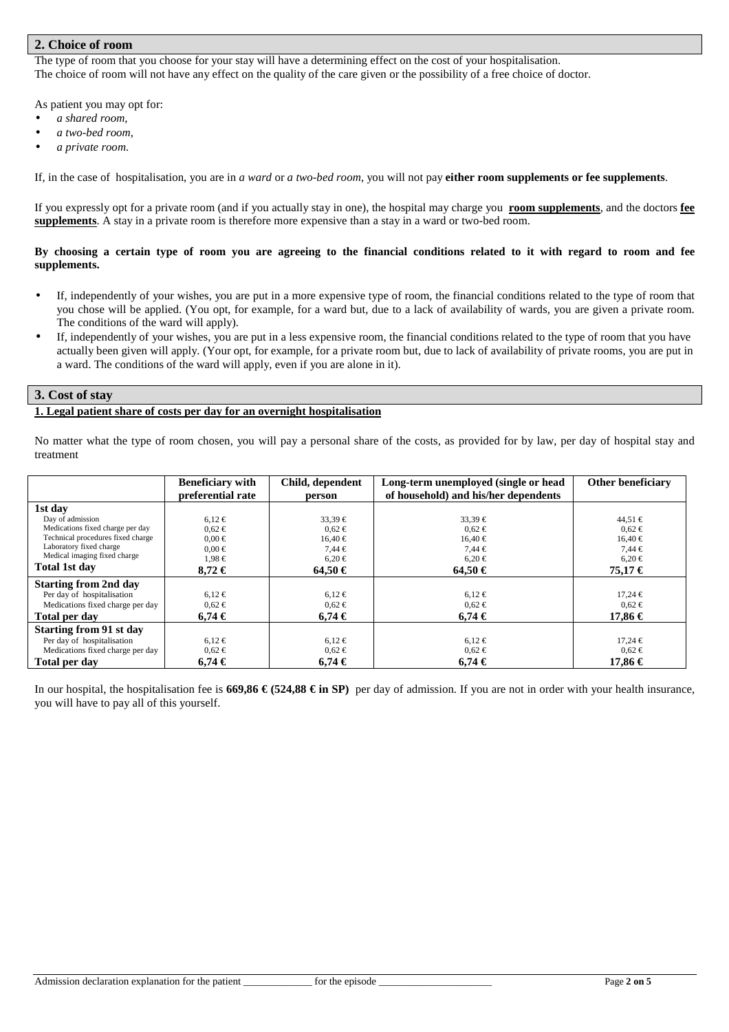## 2. Choice of room

The type of room that you choose for your stay will have a determining effect on the cost of your hospitalisation.
The choice of room will not have any effect on the quality of the care given or the possibility of a free choice of doctor.

As patient you may opt for:

- *a shared room,*
- *a two-bed room,*
- *a private room.*

If, in the case of hospitalisation, you are in *a ward* or *a two-bed room*, you will not pay **either room supplements or fee supplements**.

If you expressly opt for a private room (and if you actually stay in one), the hospital may charge you **room supplements**, and the doctors **fee supplements**. A stay in a private room is therefore more expensive than a stay in a ward or two-bed room.

**By choosing a certain type of room you are agreeing to the financial conditions related to it with regard to room and fee supplements.**

- If, independently of your wishes, you are put in a more expensive type of room, the financial conditions related to the type of room that you chose will be applied. (You opt, for example, for a ward but, due to a lack of availability of wards, you are given a private room. The conditions of the ward will apply).
- If, independently of your wishes, you are put in a less expensive room, the financial conditions related to the type of room that you have actually been given will apply. (Your opt, for example, for a private room but, due to lack of availability of private rooms, you are put in a ward. The conditions of the ward will apply, even if you are alone in it).

## 3. Cost of stay

### 1. Legal patient share of costs per day for an overnight hospitalisation

No matter what the type of room chosen, you will pay a personal share of the costs, as provided for by law, per day of hospital stay and treatment

| | Beneficiary with preferential rate | Child, dependent person | Long-term unemployed (single or head of household) and his/her dependents | Other beneficiary |
|---|---|---|---|---|
| **1st day** | | | | |
| Day of admission | 6,12 € | 33,39 € | 33,39 € | 44,51 € |
| Medications fixed charge per day | 0,62 € | 0,62 € | 0,62 € | 0,62 € |
| Technical procedures fixed charge | 0,00 € | 16,40 € | 16,40 € | 16,40 € |
| Laboratory fixed charge | 0,00 € | 7,44 € | 7,44 € | 7,44 € |
| Medical imaging fixed charge | 1,98 € | 6,20 € | 6,20 € | 6,20 € |
| **Total 1st day** | **8,72 €** | **64,50 €** | **64,50 €** | **75,17 €** |
| **Starting from 2nd day** | | | | |
| Per day of hospitalisation | 6,12 € | 6,12 € | 6,12 € | 17,24 € |
| Medications fixed charge per day | 0,62 € | 0,62 € | 0,62 € | 0,62 € |
| **Total per day** | **6,74 €** | **6,74 €** | **6,74 €** | **17,86 €** |
| **Starting from 91 st day** | | | | |
| Per day of hospitalisation | 6,12 € | 6,12 € | 6,12 € | 17,24 € |
| Medications fixed charge per day | 0,62 € | 0,62 € | 0,62 € | 0,62 € |
| **Total per day** | **6,74 €** | **6,74 €** | **6,74 €** | **17,86 €** |

In our hospital, the hospitalisation fee is **669,86 € (524,88 € in SP)** per day of admission. If you are not in order with your health insurance, you will have to pay all of this yourself.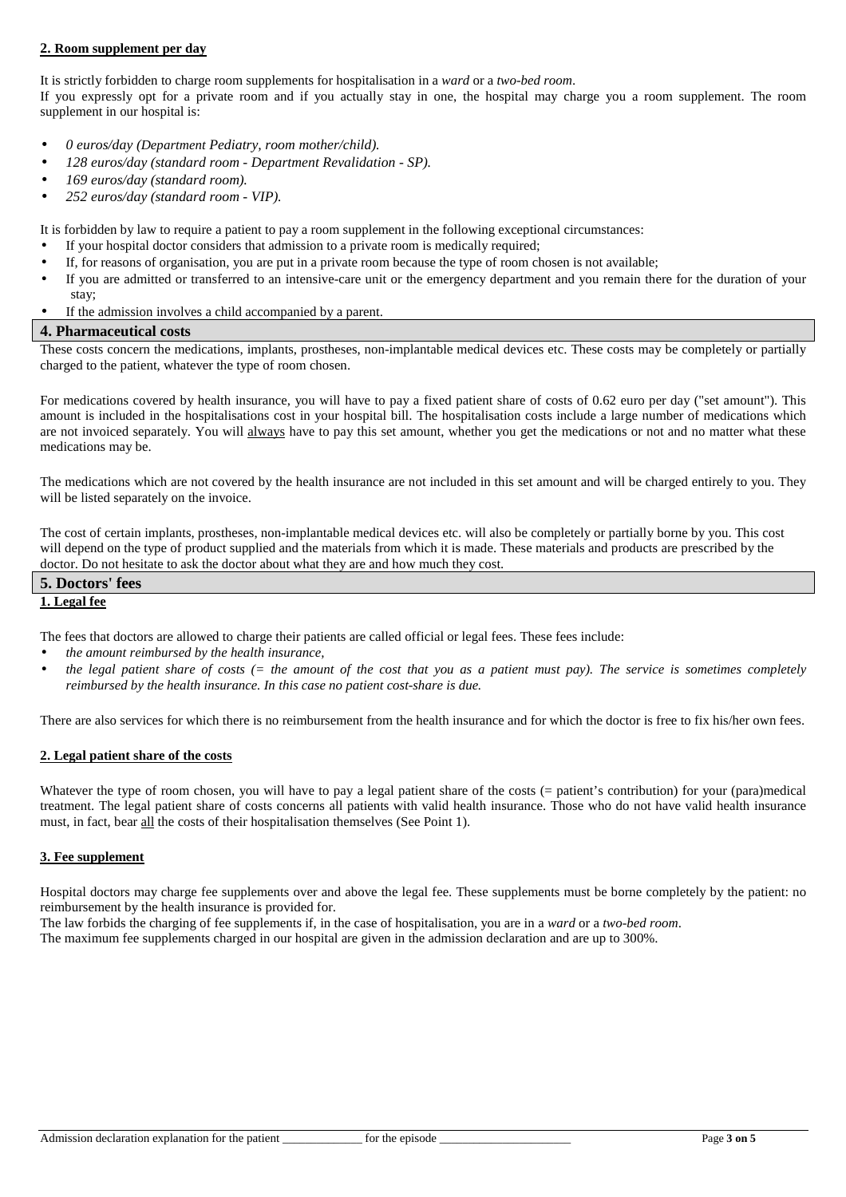#### 2. Room supplement per day

It is strictly forbidden to charge room supplements for hospitalisation in a *ward* or a *two-bed room*.
If you expressly opt for a private room and if you actually stay in one, the hospital may charge you a room supplement. The room supplement in our hospital is:

- *0 euros/day (Department Pediatry, room mother/child).*
- *128 euros/day (standard room - Department Revalidation - SP).*
- *169 euros/day (standard room).*
- *252 euros/day (standard room - VIP).*

It is forbidden by law to require a patient to pay a room supplement in the following exceptional circumstances:

- If your hospital doctor considers that admission to a private room is medically required;
- If, for reasons of organisation, you are put in a private room because the type of room chosen is not available;
- If you are admitted or transferred to an intensive-care unit or the emergency department and you remain there for the duration of your stay;
- If the admission involves a child accompanied by a parent.

## 4. Pharmaceutical costs

These costs concern the medications, implants, prostheses, non-implantable medical devices etc. These costs may be completely or partially charged to the patient, whatever the type of room chosen.

For medications covered by health insurance, you will have to pay a fixed patient share of costs of 0.62 euro per day ("set amount"). This amount is included in the hospitalisations cost in your hospital bill. The hospitalisation costs include a large number of medications which are not invoiced separately. You will always have to pay this set amount, whether you get the medications or not and no matter what these medications may be.

The medications which are not covered by the health insurance are not included in this set amount and will be charged entirely to you. They will be listed separately on the invoice.

The cost of certain implants, prostheses, non-implantable medical devices etc. will also be completely or partially borne by you. This cost will depend on the type of product supplied and the materials from which it is made. These materials and products are prescribed by the doctor. Do not hesitate to ask the doctor about what they are and how much they cost.

## 5. Doctors' fees

#### 1. Legal fee

The fees that doctors are allowed to charge their patients are called official or legal fees. These fees include:

- *the amount reimbursed by the health insurance,*
- *the legal patient share of costs (= the amount of the cost that you as a patient must pay). The service is sometimes completely reimbursed by the health insurance. In this case no patient cost-share is due.*

There are also services for which there is no reimbursement from the health insurance and for which the doctor is free to fix his/her own fees.

#### 2. Legal patient share of the costs

Whatever the type of room chosen, you will have to pay a legal patient share of the costs (= patient's contribution) for your (para)medical treatment. The legal patient share of costs concerns all patients with valid health insurance. Those who do not have valid health insurance must, in fact, bear all the costs of their hospitalisation themselves (See Point 1).

#### 3. Fee supplement

Hospital doctors may charge fee supplements over and above the legal fee. These supplements must be borne completely by the patient: no reimbursement by the health insurance is provided for.
The law forbids the charging of fee supplements if, in the case of hospitalisation, you are in a *ward* or a *two-bed room*.
The maximum fee supplements charged in our hospital are given in the admission declaration and are up to 300%.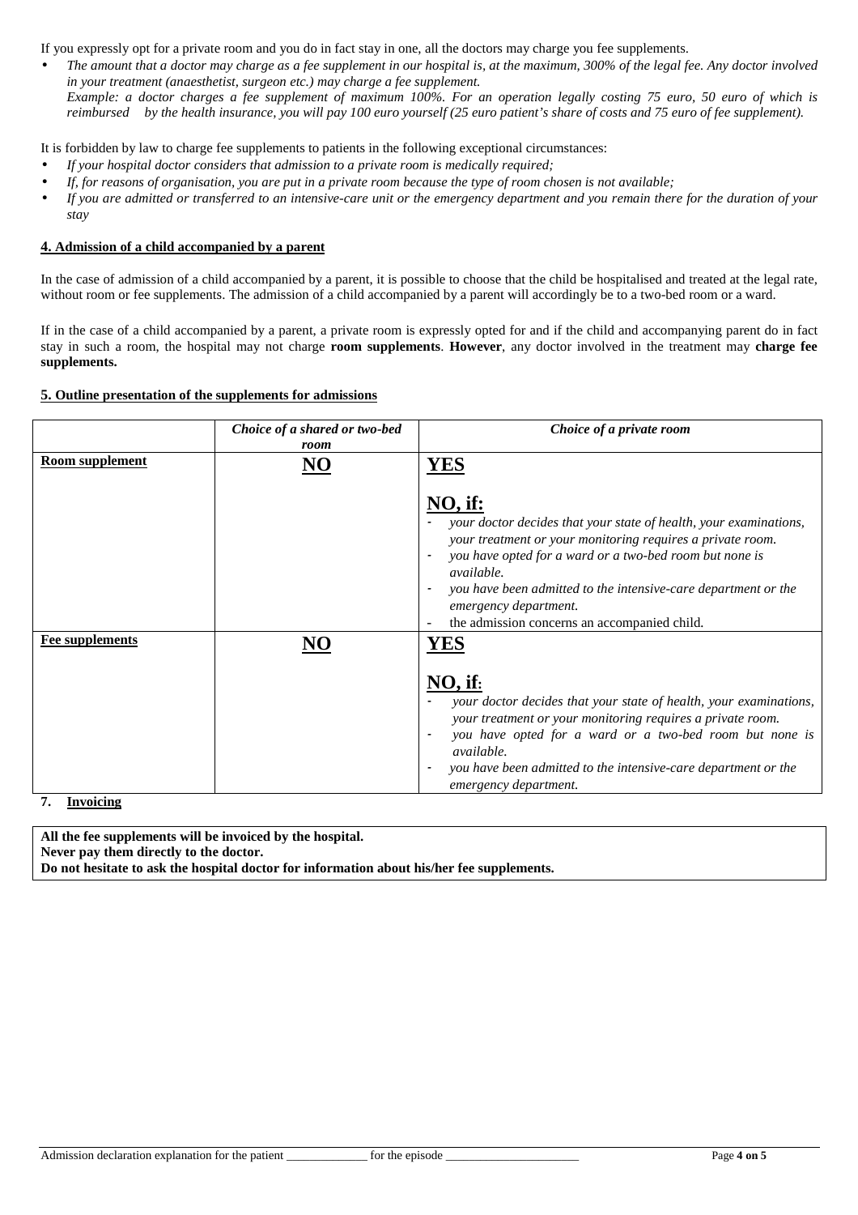If you expressly opt for a private room and you do in fact stay in one, all the doctors may charge you fee supplements.

- *The amount that a doctor may charge as a fee supplement in our hospital is, at the maximum, 300% of the legal fee. Any doctor involved in your treatment (anaesthetist, surgeon etc.) may charge a fee supplement.*
  *Example: a doctor charges a fee supplement of maximum 100%. For an operation legally costing 75 euro, 50 euro of which is reimbursed by the health insurance, you will pay 100 euro yourself (25 euro patient's share of costs and 75 euro of fee supplement).*

It is forbidden by law to charge fee supplements to patients in the following exceptional circumstances:

- *If your hospital doctor considers that admission to a private room is medically required;*
- *If, for reasons of organisation, you are put in a private room because the type of room chosen is not available;*
- *If you are admitted or transferred to an intensive-care unit or the emergency department and you remain there for the duration of your stay*

**4. Admission of a child accompanied by a parent**

In the case of admission of a child accompanied by a parent, it is possible to choose that the child be hospitalised and treated at the legal rate, without room or fee supplements. The admission of a child accompanied by a parent will accordingly be to a two-bed room or a ward.

If in the case of a child accompanied by a parent, a private room is expressly opted for and if the child and accompanying parent do in fact stay in such a room, the hospital may not charge **room supplements**. **However**, any doctor involved in the treatment may **charge fee supplements.**

**5. Outline presentation of the supplements for admissions**

| | *Choice of a shared or two-bed room* | *Choice of a private room* |
|---|---|---|
| **Room supplement** | **NO** | **YES**<br><br>**NO, if:**<br>- *your doctor decides that your state of health, your examinations, your treatment or your monitoring requires a private room.*<br>- *you have opted for a ward or a two-bed room but none is available.*<br>- *you have been admitted to the intensive-care department or the emergency department.*<br>- the admission concerns an accompanied child. |
| **Fee supplements** | **NO** | **YES**<br><br>**NO, if:**<br>- *your doctor decides that your state of health, your examinations, your treatment or your monitoring requires a private room.*<br>- *you have opted for a ward or a two-bed room but none is available.*<br>- *you have been admitted to the intensive-care department or the emergency department.* |

**7. Invoicing**

**All the fee supplements will be invoiced by the hospital.**
**Never pay them directly to the doctor.**
**Do not hesitate to ask the hospital doctor for information about his/her fee supplements.**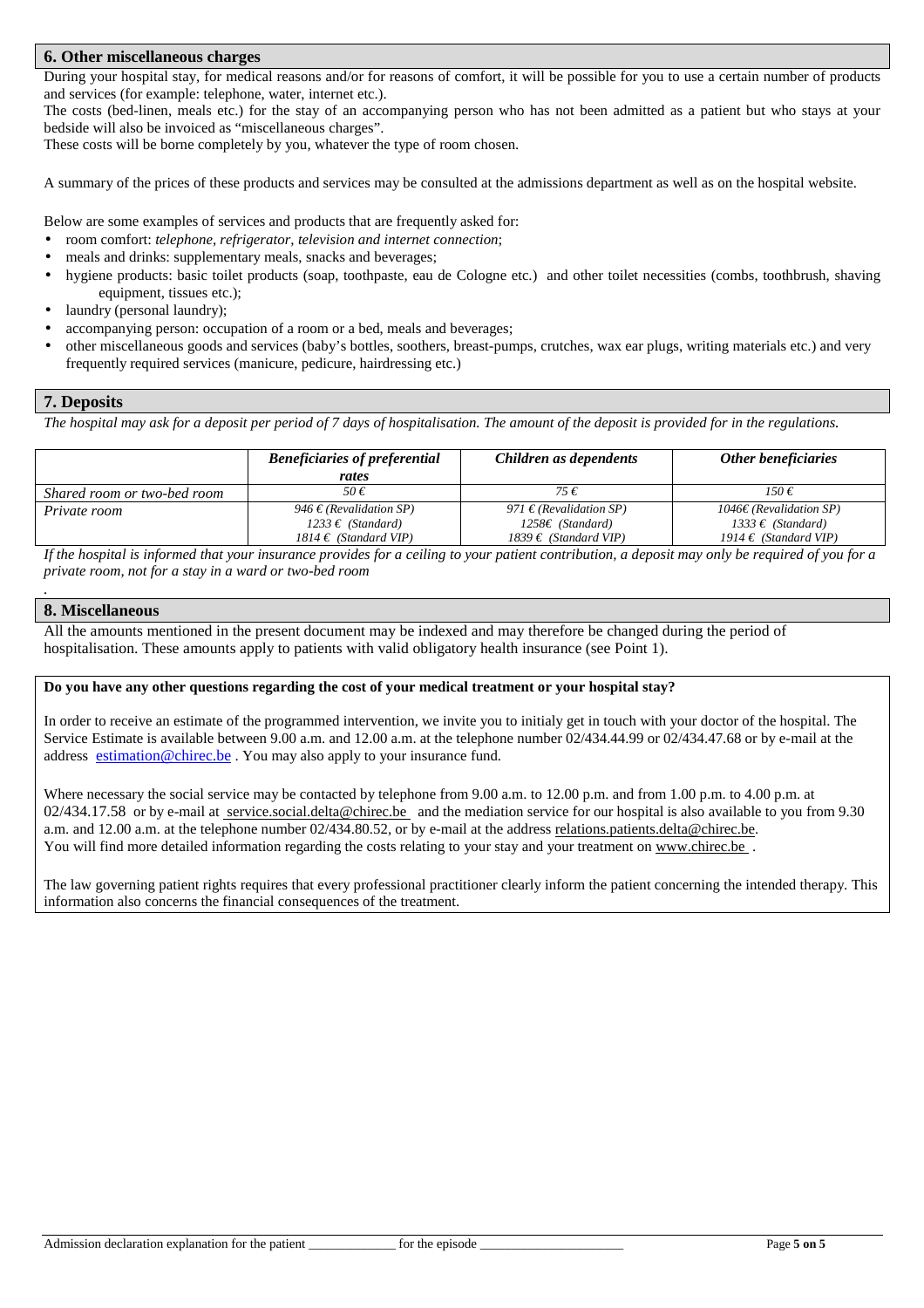## 6. Other miscellaneous charges

During your hospital stay, for medical reasons and/or for reasons of comfort, it will be possible for you to use a certain number of products and services (for example: telephone, water, internet etc.).

The costs (bed-linen, meals etc.) for the stay of an accompanying person who has not been admitted as a patient but who stays at your bedside will also be invoiced as "miscellaneous charges".

These costs will be borne completely by you, whatever the type of room chosen.

A summary of the prices of these products and services may be consulted at the admissions department as well as on the hospital website.

Below are some examples of services and products that are frequently asked for:

- room comfort: *telephone, refrigerator, television and internet connection*;
- meals and drinks: supplementary meals, snacks and beverages;
- hygiene products: basic toilet products (soap, toothpaste, eau de Cologne etc.) and other toilet necessities (combs, toothbrush, shaving equipment, tissues etc.);
- laundry (personal laundry);
- accompanying person: occupation of a room or a bed, meals and beverages;
- other miscellaneous goods and services (baby's bottles, soothers, breast-pumps, crutches, wax ear plugs, writing materials etc.) and very frequently required services (manicure, pedicure, hairdressing etc.)

## 7. Deposits

*The hospital may ask for a deposit per period of 7 days of hospitalisation. The amount of the deposit is provided for in the regulations.*

| | ***Beneficiaries of preferential rates*** | ***Children as dependents*** | ***Other beneficiaries*** |
|---|---|---|---|
| *Shared room or two-bed room* | *50 €* | *75 €* | *150 €* |
| *Private room* | *946 € (Revalidation SP)*<br>*1233 € (Standard)*<br>*1814 € (Standard VIP)* | *971 € (Revalidation SP)*<br>*1258€ (Standard)*<br>*1839 € (Standard VIP)* | *1046€ (Revalidation SP)*<br>*1333 € (Standard)*<br>*1914 € (Standard VIP)* |

*If the hospital is informed that your insurance provides for a ceiling to your patient contribution, a deposit may only be required of you for a private room, not for a stay in a ward or two-bed room*

## 8. Miscellaneous

All the amounts mentioned in the present document may be indexed and may therefore be changed during the period of hospitalisation. These amounts apply to patients with valid obligatory health insurance (see Point 1).

**Do you have any other questions regarding the cost of your medical treatment or your hospital stay?**

In order to receive an estimate of the programmed intervention, we invite you to initialy get in touch with your doctor of the hospital. The Service Estimate is available between 9.00 a.m. and 12.00 a.m. at the telephone number 02/434.44.99 or 02/434.47.68 or by e-mail at the address estimation@chirec.be . You may also apply to your insurance fund.

Where necessary the social service may be contacted by telephone from 9.00 a.m. to 12.00 p.m. and from 1.00 p.m. to 4.00 p.m. at 02/434.17.58 or by e-mail at service.social.delta@chirec.be and the mediation service for our hospital is also available to you from 9.30 a.m. and 12.00 a.m. at the telephone number 02/434.80.52, or by e-mail at the address relations.patients.delta@chirec.be.
You will find more detailed information regarding the costs relating to your stay and your treatment on www.chirec.be .

The law governing patient rights requires that every professional practitioner clearly inform the patient concerning the intended therapy. This information also concerns the financial consequences of the treatment.

Admission declaration explanation for the patient ____________ for the episode ____________________